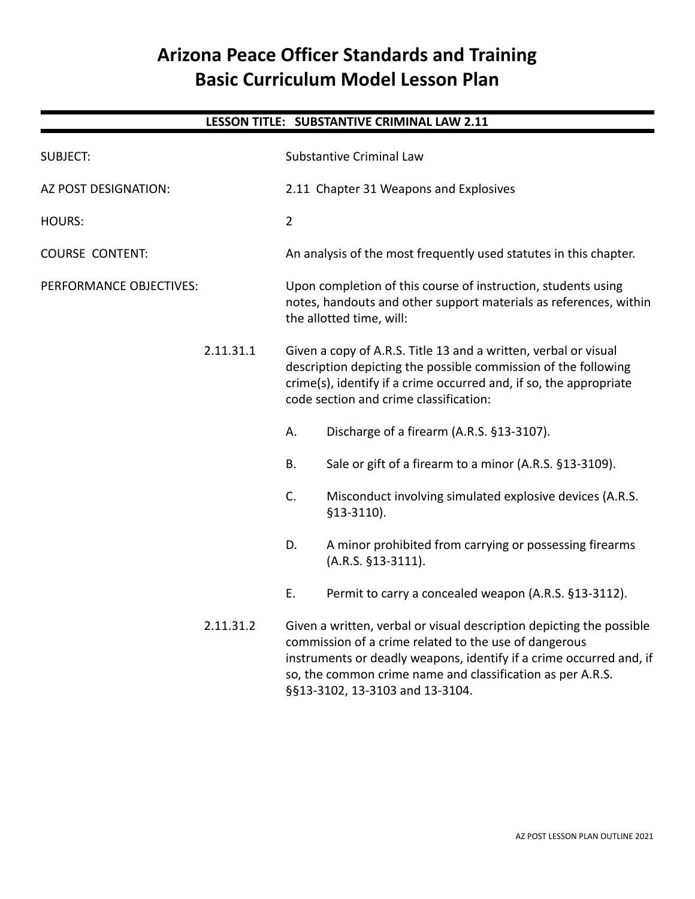# Arizona Peace Officer Standards and Training Basic Curriculum Model Lesson Plan

## LESSON TITLE: SUBSTANTIVE CRIMINAL LAW 2.11

SUBJECT: Substantive Criminal Law

AZ POST DESIGNATION: 2.11 Chapter 31 Weapons and Explosives

HOURS: 2

COURSE CONTENT: An analysis of the most frequently used statutes in this chapter.

PERFORMANCE OBJECTIVES: Upon completion of this course of instruction, students using notes, handouts and other support materials as references, within the allotted time, will:

2.11.31.1 Given a copy of A.R.S. Title 13 and a written, verbal or visual description depicting the possible commission of the following crime(s), identify if a crime occurred and, if so, the appropriate code section and crime classification:

- A. Discharge of a firearm (A.R.S. §13-3107).
- B. Sale or gift of a firearm to a minor (A.R.S. §13-3109).
- C. Misconduct involving simulated explosive devices (A.R.S. §13-3110).
- D. A minor prohibited from carrying or possessing firearms (A.R.S. §13-3111).
- E. Permit to carry a concealed weapon (A.R.S. §13-3112).

2.11.31.2 Given a written, verbal or visual description depicting the possible commission of a crime related to the use of dangerous instruments or deadly weapons, identify if a crime occurred and, if so, the common crime name and classification as per A.R.S. §§13-3102, 13-3103 and 13-3104.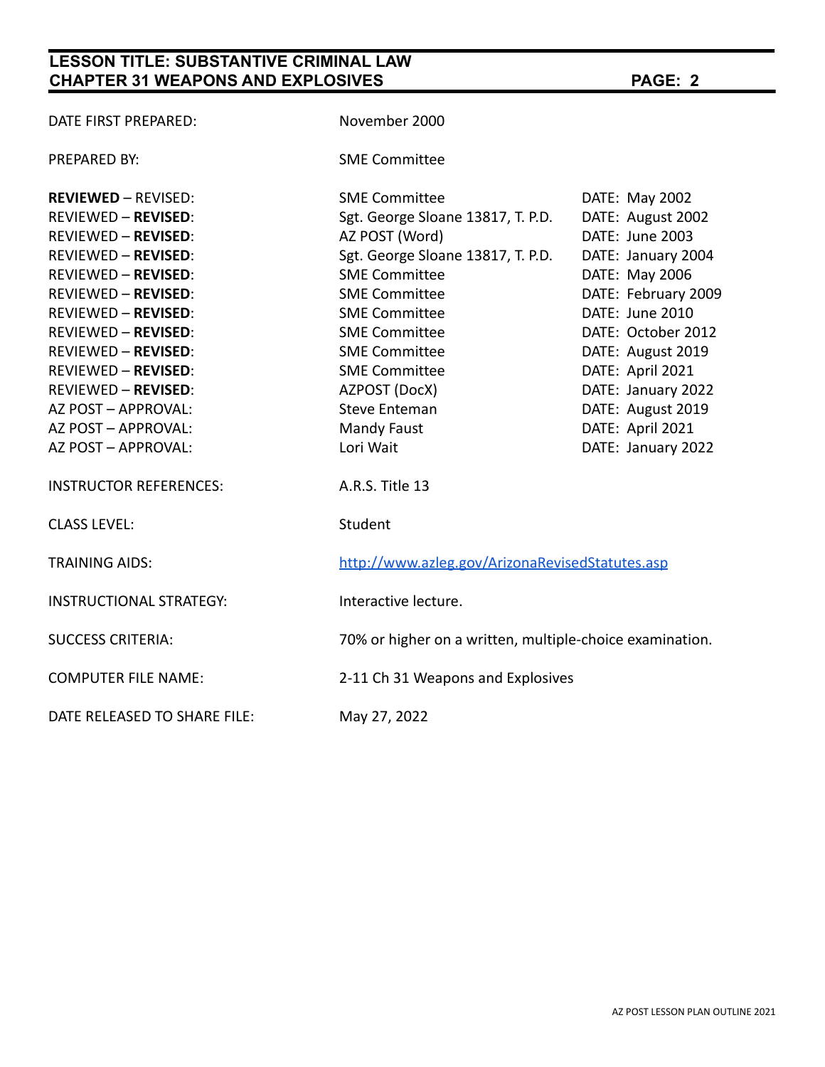| | | |
|---|---|---|
| DATE FIRST PREPARED: | November 2000 | |
| PREPARED BY: | SME Committee | |
| **REVIEWED** – REVISED: | SME Committee | DATE: May 2002 |
| REVIEWED – **REVISED**: | Sgt. George Sloane 13817, T. P.D. | DATE: August 2002 |
| REVIEWED – **REVISED**: | AZ POST (Word) | DATE: June 2003 |
| REVIEWED – **REVISED**: | Sgt. George Sloane 13817, T. P.D. | DATE: January 2004 |
| REVIEWED – **REVISED**: | SME Committee | DATE: May 2006 |
| REVIEWED – **REVISED**: | SME Committee | DATE: February 2009 |
| REVIEWED – **REVISED**: | SME Committee | DATE: June 2010 |
| REVIEWED – **REVISED**: | SME Committee | DATE: October 2012 |
| REVIEWED – **REVISED**: | SME Committee | DATE: August 2019 |
| REVIEWED – **REVISED**: | SME Committee | DATE: April 2021 |
| REVIEWED – **REVISED**: | AZPOST (DocX) | DATE: January 2022 |
| AZ POST – APPROVAL: | Steve Enteman | DATE: August 2019 |
| AZ POST – APPROVAL: | Mandy Faust | DATE: April 2021 |
| AZ POST – APPROVAL: | Lori Wait | DATE: January 2022 |
| INSTRUCTOR REFERENCES: | A.R.S. Title 13 | |
| CLASS LEVEL: | Student | |
| TRAINING AIDS: | [http://www.azleg.gov/ArizonaRevisedStatutes.asp](http://www.azleg.gov/ArizonaRevisedStatutes.asp) | |
| INSTRUCTIONAL STRATEGY: | Interactive lecture. | |
| SUCCESS CRITERIA: | 70% or higher on a written, multiple-choice examination. | |
| COMPUTER FILE NAME: | 2-11 Ch 31 Weapons and Explosives | |
| DATE RELEASED TO SHARE FILE: | May 27, 2022 | |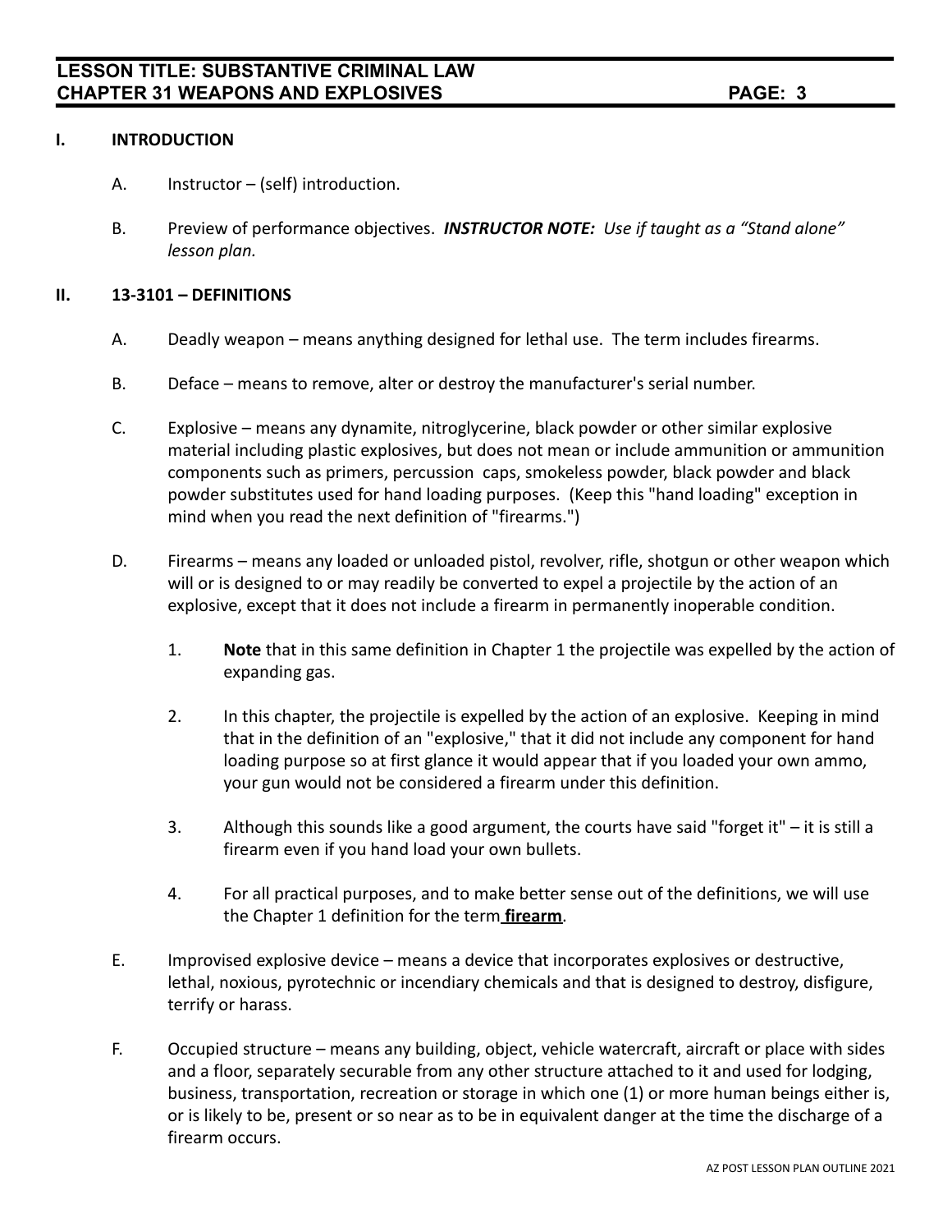## I. INTRODUCTION

A. Instructor – (self) introduction.

B. Preview of performance objectives. ***INSTRUCTOR NOTE:*** *Use if taught as a "Stand alone" lesson plan.*

## II. 13-3101 – DEFINITIONS

A. Deadly weapon – means anything designed for lethal use. The term includes firearms.

B. Deface – means to remove, alter or destroy the manufacturer's serial number.

C. Explosive – means any dynamite, nitroglycerine, black powder or other similar explosive material including plastic explosives, but does not mean or include ammunition or ammunition components such as primers, percussion caps, smokeless powder, black powder and black powder substitutes used for hand loading purposes. (Keep this "hand loading" exception in mind when you read the next definition of "firearms.")

D. Firearms – means any loaded or unloaded pistol, revolver, rifle, shotgun or other weapon which will or is designed to or may readily be converted to expel a projectile by the action of an explosive, except that it does not include a firearm in permanently inoperable condition.

1. **Note** that in this same definition in Chapter 1 the projectile was expelled by the action of expanding gas.

2. In this chapter, the projectile is expelled by the action of an explosive. Keeping in mind that in the definition of an "explosive," that it did not include any component for hand loading purpose so at first glance it would appear that if you loaded your own ammo, your gun would not be considered a firearm under this definition.

3. Although this sounds like a good argument, the courts have said "forget it" – it is still a firearm even if you hand load your own bullets.

4. For all practical purposes, and to make better sense out of the definitions, we will use the Chapter 1 definition for the term **firearm**.

E. Improvised explosive device – means a device that incorporates explosives or destructive, lethal, noxious, pyrotechnic or incendiary chemicals and that is designed to destroy, disfigure, terrify or harass.

F. Occupied structure – means any building, object, vehicle watercraft, aircraft or place with sides and a floor, separately securable from any other structure attached to it and used for lodging, business, transportation, recreation or storage in which one (1) or more human beings either is, or is likely to be, present or so near as to be in equivalent danger at the time the discharge of a firearm occurs.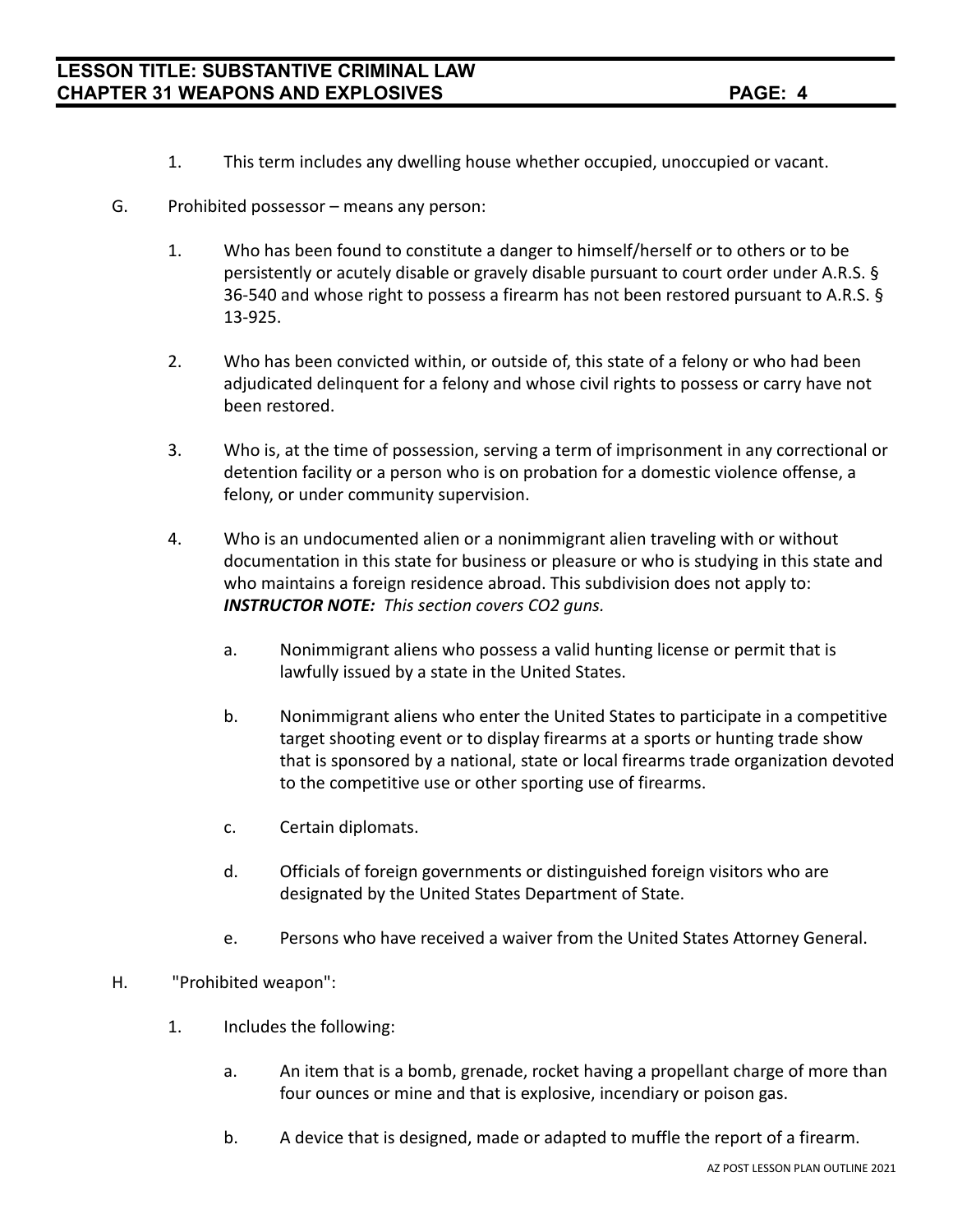1. This term includes any dwelling house whether occupied, unoccupied or vacant.

G. Prohibited possessor – means any person:

1. Who has been found to constitute a danger to himself/herself or to others or to be persistently or acutely disable or gravely disable pursuant to court order under A.R.S. § 36-540 and whose right to possess a firearm has not been restored pursuant to A.R.S. § 13-925.

2. Who has been convicted within, or outside of, this state of a felony or who had been adjudicated delinquent for a felony and whose civil rights to possess or carry have not been restored.

3. Who is, at the time of possession, serving a term of imprisonment in any correctional or detention facility or a person who is on probation for a domestic violence offense, a felony, or under community supervision.

4. Who is an undocumented alien or a nonimmigrant alien traveling with or without documentation in this state for business or pleasure or who is studying in this state and who maintains a foreign residence abroad. This subdivision does not apply to:
***INSTRUCTOR NOTE:*** *This section covers CO2 guns.*

   a. Nonimmigrant aliens who possess a valid hunting license or permit that is lawfully issued by a state in the United States.

   b. Nonimmigrant aliens who enter the United States to participate in a competitive target shooting event or to display firearms at a sports or hunting trade show that is sponsored by a national, state or local firearms trade organization devoted to the competitive use or other sporting use of firearms.

   c. Certain diplomats.

   d. Officials of foreign governments or distinguished foreign visitors who are designated by the United States Department of State.

   e. Persons who have received a waiver from the United States Attorney General.

H. "Prohibited weapon":

1. Includes the following:

   a. An item that is a bomb, grenade, rocket having a propellant charge of more than four ounces or mine and that is explosive, incendiary or poison gas.

   b. A device that is designed, made or adapted to muffle the report of a firearm.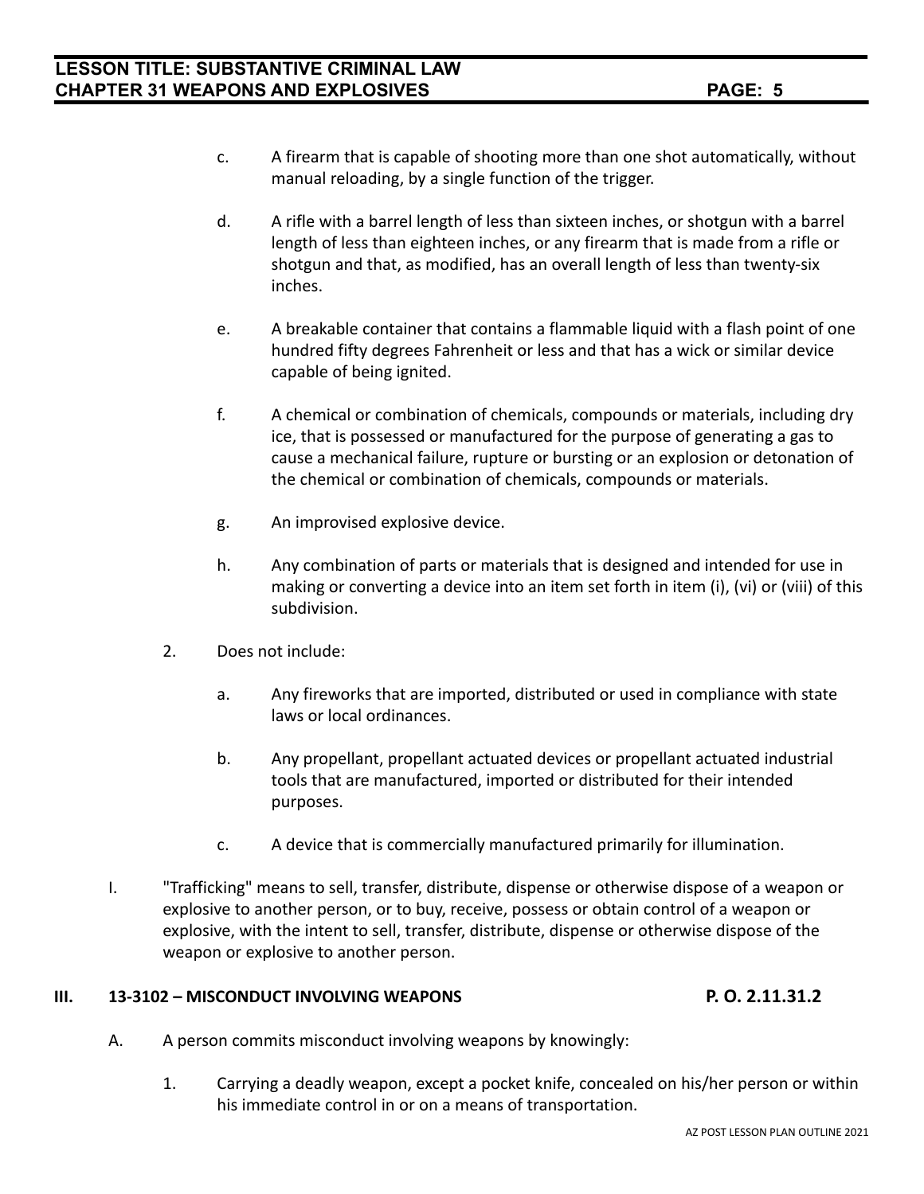c. A firearm that is capable of shooting more than one shot automatically, without manual reloading, by a single function of the trigger.

d. A rifle with a barrel length of less than sixteen inches, or shotgun with a barrel length of less than eighteen inches, or any firearm that is made from a rifle or shotgun and that, as modified, has an overall length of less than twenty-six inches.

e. A breakable container that contains a flammable liquid with a flash point of one hundred fifty degrees Fahrenheit or less and that has a wick or similar device capable of being ignited.

f. A chemical or combination of chemicals, compounds or materials, including dry ice, that is possessed or manufactured for the purpose of generating a gas to cause a mechanical failure, rupture or bursting or an explosion or detonation of the chemical or combination of chemicals, compounds or materials.

g. An improvised explosive device.

h. Any combination of parts or materials that is designed and intended for use in making or converting a device into an item set forth in item (i), (vi) or (viii) of this subdivision.

2. Does not include:

a. Any fireworks that are imported, distributed or used in compliance with state laws or local ordinances.

b. Any propellant, propellant actuated devices or propellant actuated industrial tools that are manufactured, imported or distributed for their intended purposes.

c. A device that is commercially manufactured primarily for illumination.

I. "Trafficking" means to sell, transfer, distribute, dispense or otherwise dispose of a weapon or explosive to another person, or to buy, receive, possess or obtain control of a weapon or explosive, with the intent to sell, transfer, distribute, dispense or otherwise dispose of the weapon or explosive to another person.

## III. 13-3102 – MISCONDUCT INVOLVING WEAPONS P. O. 2.11.31.2

A. A person commits misconduct involving weapons by knowingly:

1. Carrying a deadly weapon, except a pocket knife, concealed on his/her person or within his immediate control in or on a means of transportation.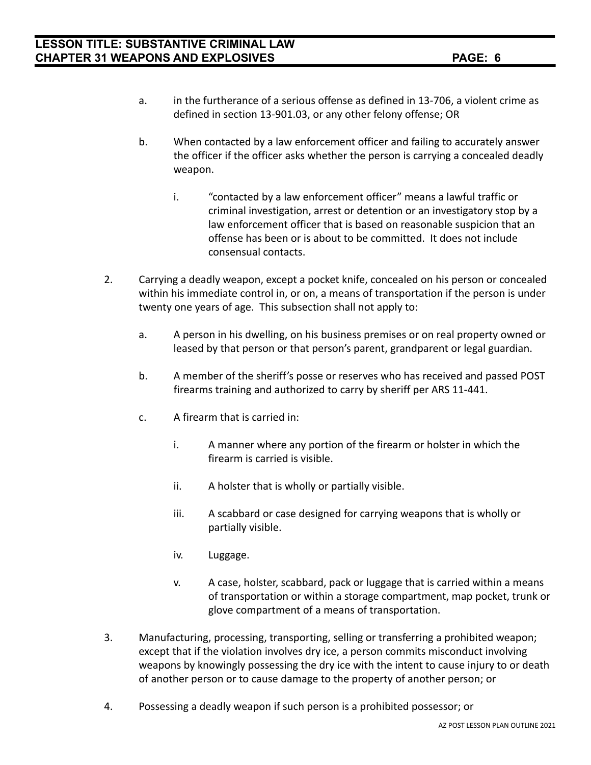a. in the furtherance of a serious offense as defined in 13-706, a violent crime as defined in section 13-901.03, or any other felony offense; OR

b. When contacted by a law enforcement officer and failing to accurately answer the officer if the officer asks whether the person is carrying a concealed deadly weapon.

   i. “contacted by a law enforcement officer” means a lawful traffic or criminal investigation, arrest or detention or an investigatory stop by a law enforcement officer that is based on reasonable suspicion that an offense has been or is about to be committed. It does not include consensual contacts.

2. Carrying a deadly weapon, except a pocket knife, concealed on his person or concealed within his immediate control in, or on, a means of transportation if the person is under twenty one years of age. This subsection shall not apply to:

   a. A person in his dwelling, on his business premises or on real property owned or leased by that person or that person’s parent, grandparent or legal guardian.

   b. A member of the sheriff’s posse or reserves who has received and passed POST firearms training and authorized to carry by sheriff per ARS 11-441.

   c. A firearm that is carried in:

      i. A manner where any portion of the firearm or holster in which the firearm is carried is visible.

      ii. A holster that is wholly or partially visible.

      iii. A scabbard or case designed for carrying weapons that is wholly or partially visible.

      iv. Luggage.

      v. A case, holster, scabbard, pack or luggage that is carried within a means of transportation or within a storage compartment, map pocket, trunk or glove compartment of a means of transportation.

3. Manufacturing, processing, transporting, selling or transferring a prohibited weapon; except that if the violation involves dry ice, a person commits misconduct involving weapons by knowingly possessing the dry ice with the intent to cause injury to or death of another person or to cause damage to the property of another person; or

4. Possessing a deadly weapon if such person is a prohibited possessor; or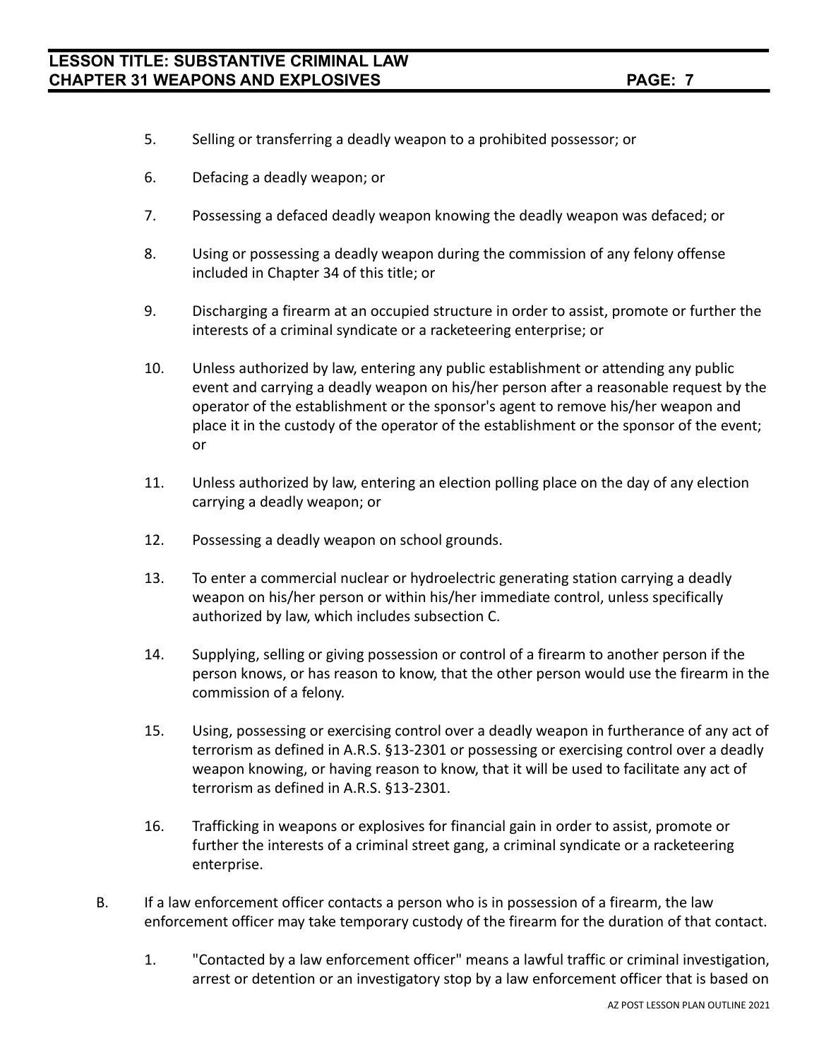5. Selling or transferring a deadly weapon to a prohibited possessor; or

6. Defacing a deadly weapon; or

7. Possessing a defaced deadly weapon knowing the deadly weapon was defaced; or

8. Using or possessing a deadly weapon during the commission of any felony offense included in Chapter 34 of this title; or

9. Discharging a firearm at an occupied structure in order to assist, promote or further the interests of a criminal syndicate or a racketeering enterprise; or

10. Unless authorized by law, entering any public establishment or attending any public event and carrying a deadly weapon on his/her person after a reasonable request by the operator of the establishment or the sponsor's agent to remove his/her weapon and place it in the custody of the operator of the establishment or the sponsor of the event; or

11. Unless authorized by law, entering an election polling place on the day of any election carrying a deadly weapon; or

12. Possessing a deadly weapon on school grounds.

13. To enter a commercial nuclear or hydroelectric generating station carrying a deadly weapon on his/her person or within his/her immediate control, unless specifically authorized by law, which includes subsection C.

14. Supplying, selling or giving possession or control of a firearm to another person if the person knows, or has reason to know, that the other person would use the firearm in the commission of a felony.

15. Using, possessing or exercising control over a deadly weapon in furtherance of any act of terrorism as defined in A.R.S. §13-2301 or possessing or exercising control over a deadly weapon knowing, or having reason to know, that it will be used to facilitate any act of terrorism as defined in A.R.S. §13-2301.

16. Trafficking in weapons or explosives for financial gain in order to assist, promote or further the interests of a criminal street gang, a criminal syndicate or a racketeering enterprise.

B. If a law enforcement officer contacts a person who is in possession of a firearm, the law enforcement officer may take temporary custody of the firearm for the duration of that contact.

   1. "Contacted by a law enforcement officer" means a lawful traffic or criminal investigation, arrest or detention or an investigatory stop by a law enforcement officer that is based on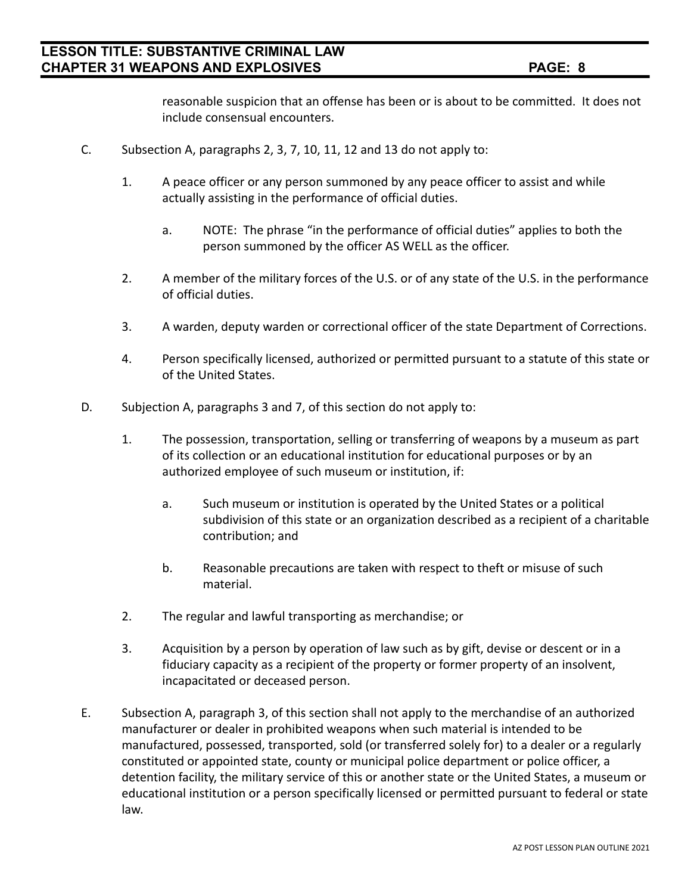reasonable suspicion that an offense has been or is about to be committed. It does not include consensual encounters.

C. Subsection A, paragraphs 2, 3, 7, 10, 11, 12 and 13 do not apply to:

1. A peace officer or any person summoned by any peace officer to assist and while actually assisting in the performance of official duties.

   a. NOTE: The phrase "in the performance of official duties" applies to both the person summoned by the officer AS WELL as the officer.

2. A member of the military forces of the U.S. or of any state of the U.S. in the performance of official duties.

3. A warden, deputy warden or correctional officer of the state Department of Corrections.

4. Person specifically licensed, authorized or permitted pursuant to a statute of this state or of the United States.

D. Subjection A, paragraphs 3 and 7, of this section do not apply to:

1. The possession, transportation, selling or transferring of weapons by a museum as part of its collection or an educational institution for educational purposes or by an authorized employee of such museum or institution, if:

   a. Such museum or institution is operated by the United States or a political subdivision of this state or an organization described as a recipient of a charitable contribution; and

   b. Reasonable precautions are taken with respect to theft or misuse of such material.

2. The regular and lawful transporting as merchandise; or

3. Acquisition by a person by operation of law such as by gift, devise or descent or in a fiduciary capacity as a recipient of the property or former property of an insolvent, incapacitated or deceased person.

E. Subsection A, paragraph 3, of this section shall not apply to the merchandise of an authorized manufacturer or dealer in prohibited weapons when such material is intended to be manufactured, possessed, transported, sold (or transferred solely for) to a dealer or a regularly constituted or appointed state, county or municipal police department or police officer, a detention facility, the military service of this or another state or the United States, a museum or educational institution or a person specifically licensed or permitted pursuant to federal or state law.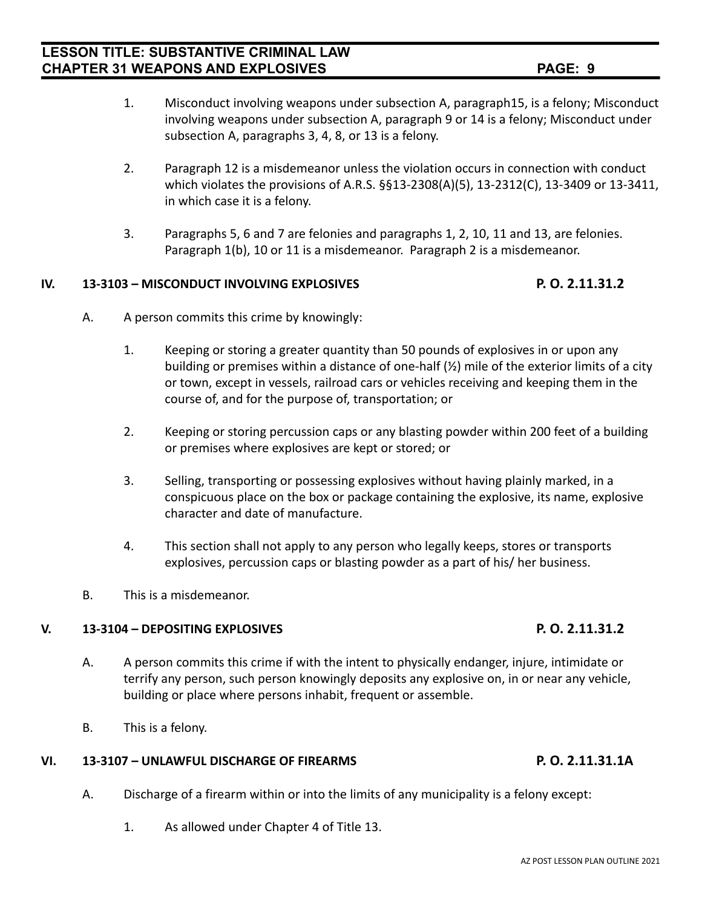1. Misconduct involving weapons under subsection A, paragraph15, is a felony; Misconduct involving weapons under subsection A, paragraph 9 or 14 is a felony; Misconduct under subsection A, paragraphs 3, 4, 8, or 13 is a felony.

2. Paragraph 12 is a misdemeanor unless the violation occurs in connection with conduct which violates the provisions of A.R.S. §§13-2308(A)(5), 13-2312(C), 13-3409 or 13-3411, in which case it is a felony.

3. Paragraphs 5, 6 and 7 are felonies and paragraphs 1, 2, 10, 11 and 13, are felonies. Paragraph 1(b), 10 or 11 is a misdemeanor. Paragraph 2 is a misdemeanor.

## IV. 13-3103 – MISCONDUCT INVOLVING EXPLOSIVES — P. O. 2.11.31.2

A. A person commits this crime by knowingly:

   1. Keeping or storing a greater quantity than 50 pounds of explosives in or upon any building or premises within a distance of one-half (½) mile of the exterior limits of a city or town, except in vessels, railroad cars or vehicles receiving and keeping them in the course of, and for the purpose of, transportation; or

   2. Keeping or storing percussion caps or any blasting powder within 200 feet of a building or premises where explosives are kept or stored; or

   3. Selling, transporting or possessing explosives without having plainly marked, in a conspicuous place on the box or package containing the explosive, its name, explosive character and date of manufacture.

   4. This section shall not apply to any person who legally keeps, stores or transports explosives, percussion caps or blasting powder as a part of his/ her business.

B. This is a misdemeanor.

## V. 13-3104 – DEPOSITING EXPLOSIVES — P. O. 2.11.31.2

A. A person commits this crime if with the intent to physically endanger, injure, intimidate or terrify any person, such person knowingly deposits any explosive on, in or near any vehicle, building or place where persons inhabit, frequent or assemble.

B. This is a felony.

## VI. 13-3107 – UNLAWFUL DISCHARGE OF FIREARMS — P. O. 2.11.31.1A

A. Discharge of a firearm within or into the limits of any municipality is a felony except:

   1. As allowed under Chapter 4 of Title 13.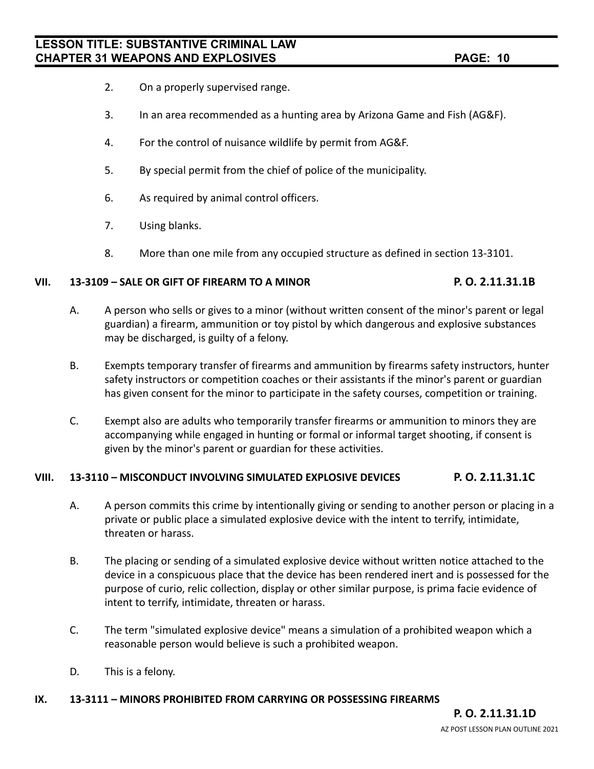2. On a properly supervised range.

3. In an area recommended as a hunting area by Arizona Game and Fish (AG&F).

4. For the control of nuisance wildlife by permit from AG&F.

5. By special permit from the chief of police of the municipality.

6. As required by animal control officers.

7. Using blanks.

8. More than one mile from any occupied structure as defined in section 13-3101.

## VII. 13-3109 – SALE OR GIFT OF FIREARM TO A MINOR — P. O. 2.11.31.1B

A. A person who sells or gives to a minor (without written consent of the minor's parent or legal guardian) a firearm, ammunition or toy pistol by which dangerous and explosive substances may be discharged, is guilty of a felony.

B. Exempts temporary transfer of firearms and ammunition by firearms safety instructors, hunter safety instructors or competition coaches or their assistants if the minor's parent or guardian has given consent for the minor to participate in the safety courses, competition or training.

C. Exempt also are adults who temporarily transfer firearms or ammunition to minors they are accompanying while engaged in hunting or formal or informal target shooting, if consent is given by the minor's parent or guardian for these activities.

## VIII. 13-3110 – MISCONDUCT INVOLVING SIMULATED EXPLOSIVE DEVICES — P. O. 2.11.31.1C

A. A person commits this crime by intentionally giving or sending to another person or placing in a private or public place a simulated explosive device with the intent to terrify, intimidate, threaten or harass.

B. The placing or sending of a simulated explosive device without written notice attached to the device in a conspicuous place that the device has been rendered inert and is possessed for the purpose of curio, relic collection, display or other similar purpose, is prima facie evidence of intent to terrify, intimidate, threaten or harass.

C. The term "simulated explosive device" means a simulation of a prohibited weapon which a reasonable person would believe is such a prohibited weapon.

D. This is a felony.

## IX. 13-3111 – MINORS PROHIBITED FROM CARRYING OR POSSESSING FIREARMS — P. O. 2.11.31.1D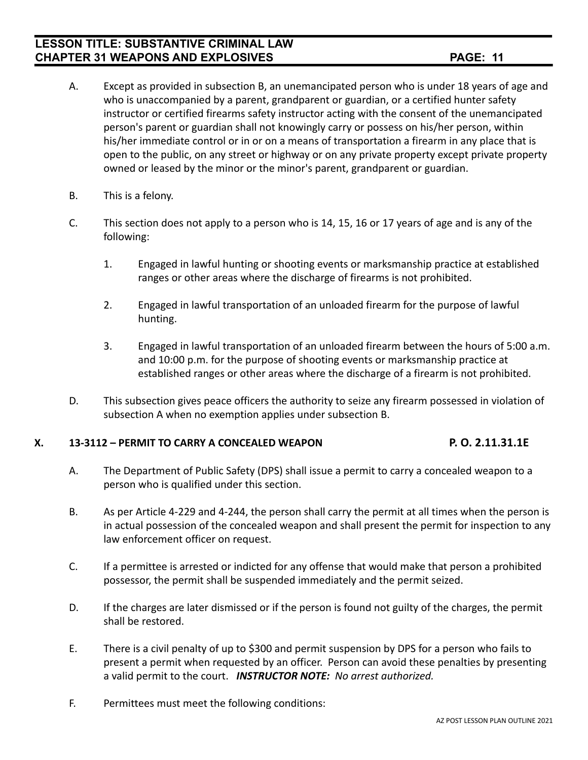A. Except as provided in subsection B, an unemancipated person who is under 18 years of age and who is unaccompanied by a parent, grandparent or guardian, or a certified hunter safety instructor or certified firearms safety instructor acting with the consent of the unemancipated person's parent or guardian shall not knowingly carry or possess on his/her person, within his/her immediate control or in or on a means of transportation a firearm in any place that is open to the public, on any street or highway or on any private property except private property owned or leased by the minor or the minor's parent, grandparent or guardian.

B. This is a felony.

C. This section does not apply to a person who is 14, 15, 16 or 17 years of age and is any of the following:

   1. Engaged in lawful hunting or shooting events or marksmanship practice at established ranges or other areas where the discharge of firearms is not prohibited.

   2. Engaged in lawful transportation of an unloaded firearm for the purpose of lawful hunting.

   3. Engaged in lawful transportation of an unloaded firearm between the hours of 5:00 a.m. and 10:00 p.m. for the purpose of shooting events or marksmanship practice at established ranges or other areas where the discharge of a firearm is not prohibited.

D. This subsection gives peace officers the authority to seize any firearm possessed in violation of subsection A when no exemption applies under subsection B.

## X. 13-3112 – PERMIT TO CARRY A CONCEALED WEAPON — P. O. 2.11.31.1E

A. The Department of Public Safety (DPS) shall issue a permit to carry a concealed weapon to a person who is qualified under this section.

B. As per Article 4-229 and 4-244, the person shall carry the permit at all times when the person is in actual possession of the concealed weapon and shall present the permit for inspection to any law enforcement officer on request.

C. If a permittee is arrested or indicted for any offense that would make that person a prohibited possessor, the permit shall be suspended immediately and the permit seized.

D. If the charges are later dismissed or if the person is found not guilty of the charges, the permit shall be restored.

E. There is a civil penalty of up to $300 and permit suspension by DPS for a person who fails to present a permit when requested by an officer. Person can avoid these penalties by presenting a valid permit to the court. ***INSTRUCTOR NOTE:*** *No arrest authorized.*

F. Permittees must meet the following conditions: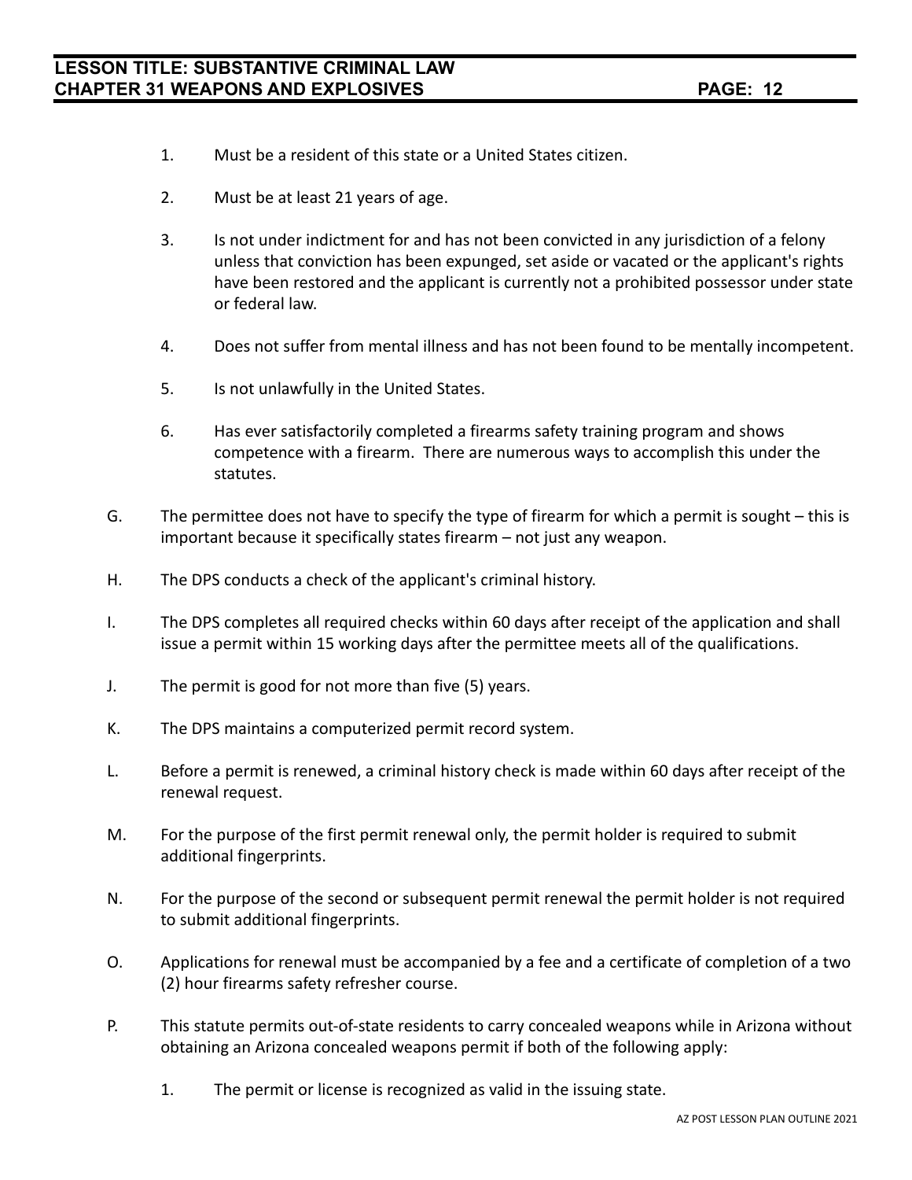1. Must be a resident of this state or a United States citizen.

2. Must be at least 21 years of age.

3. Is not under indictment for and has not been convicted in any jurisdiction of a felony unless that conviction has been expunged, set aside or vacated or the applicant's rights have been restored and the applicant is currently not a prohibited possessor under state or federal law.

4. Does not suffer from mental illness and has not been found to be mentally incompetent.

5. Is not unlawfully in the United States.

6. Has ever satisfactorily completed a firearms safety training program and shows competence with a firearm. There are numerous ways to accomplish this under the statutes.

G. The permittee does not have to specify the type of firearm for which a permit is sought – this is important because it specifically states firearm – not just any weapon.

H. The DPS conducts a check of the applicant's criminal history.

I. The DPS completes all required checks within 60 days after receipt of the application and shall issue a permit within 15 working days after the permittee meets all of the qualifications.

J. The permit is good for not more than five (5) years.

K. The DPS maintains a computerized permit record system.

L. Before a permit is renewed, a criminal history check is made within 60 days after receipt of the renewal request.

M. For the purpose of the first permit renewal only, the permit holder is required to submit additional fingerprints.

N. For the purpose of the second or subsequent permit renewal the permit holder is not required to submit additional fingerprints.

O. Applications for renewal must be accompanied by a fee and a certificate of completion of a two (2) hour firearms safety refresher course.

P. This statute permits out-of-state residents to carry concealed weapons while in Arizona without obtaining an Arizona concealed weapons permit if both of the following apply:

   1. The permit or license is recognized as valid in the issuing state.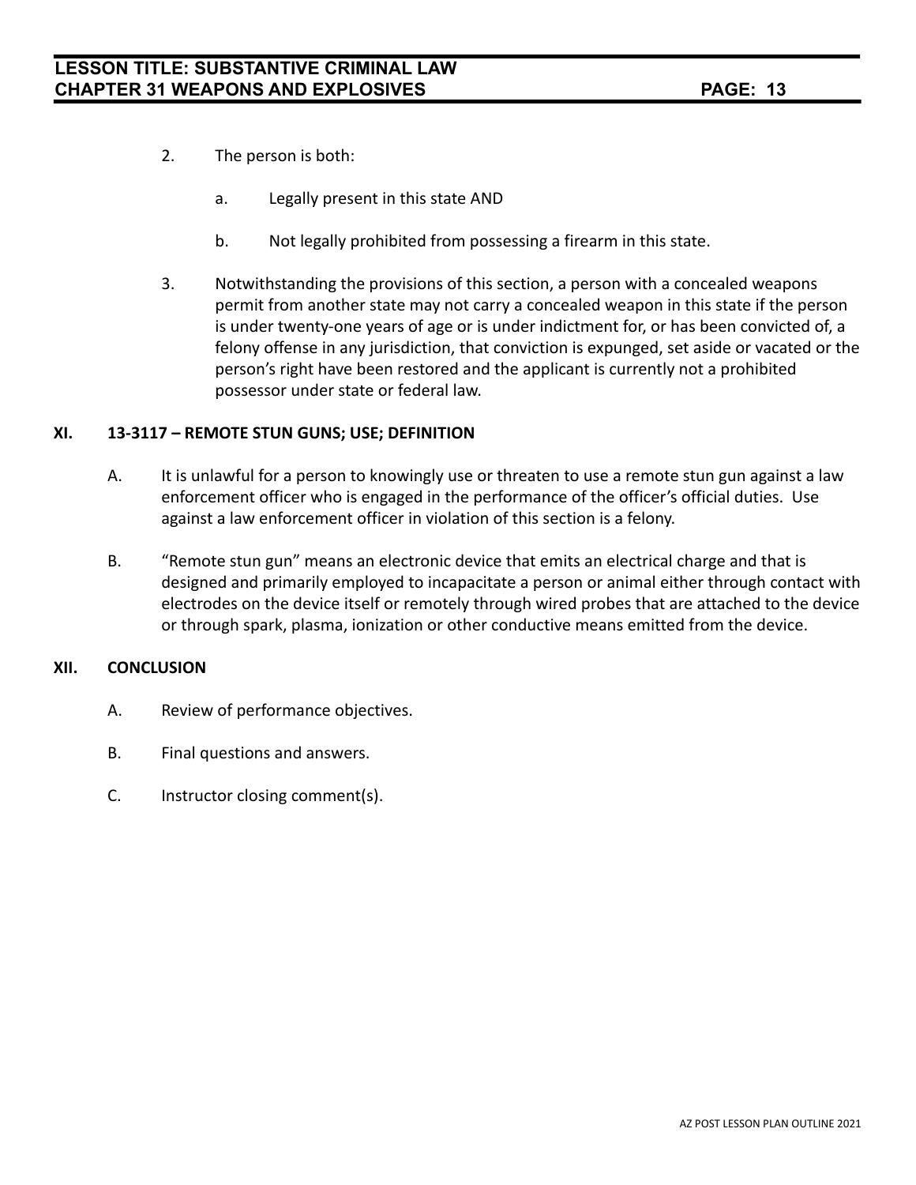2. The person is both:

   a. Legally present in this state AND

   b. Not legally prohibited from possessing a firearm in this state.

3. Notwithstanding the provisions of this section, a person with a concealed weapons permit from another state may not carry a concealed weapon in this state if the person is under twenty-one years of age or is under indictment for, or has been convicted of, a felony offense in any jurisdiction, that conviction is expunged, set aside or vacated or the person's right have been restored and the applicant is currently not a prohibited possessor under state or federal law.

## XI. 13-3117 – REMOTE STUN GUNS; USE; DEFINITION

A. It is unlawful for a person to knowingly use or threaten to use a remote stun gun against a law enforcement officer who is engaged in the performance of the officer's official duties. Use against a law enforcement officer in violation of this section is a felony.

B. "Remote stun gun" means an electronic device that emits an electrical charge and that is designed and primarily employed to incapacitate a person or animal either through contact with electrodes on the device itself or remotely through wired probes that are attached to the device or through spark, plasma, ionization or other conductive means emitted from the device.

## XII. CONCLUSION

A. Review of performance objectives.

B. Final questions and answers.

C. Instructor closing comment(s).